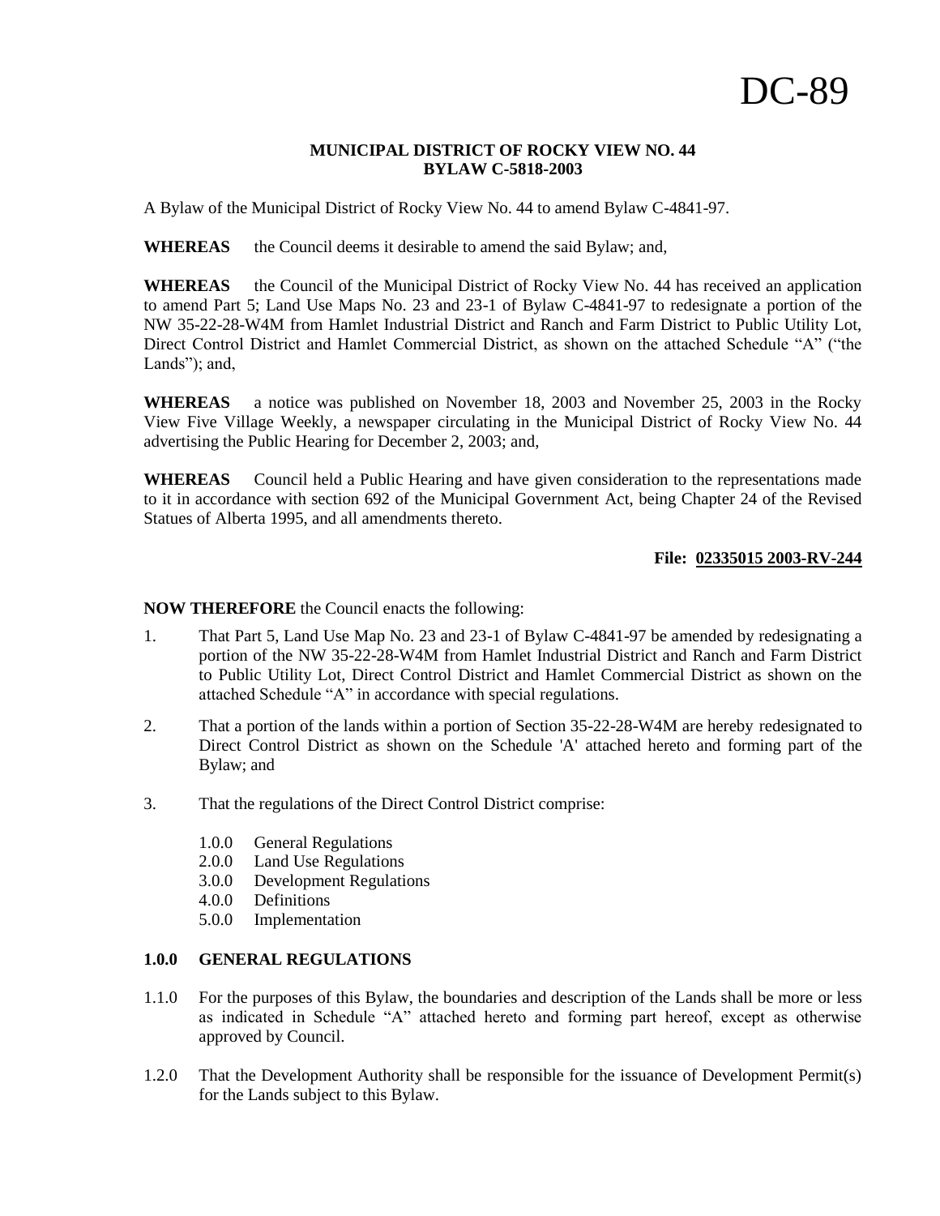# DC-89

**MUNICIPAL DISTRICT OF ROCKY VIEW NO. 44**
**BYLAW C-5818-2003**

A Bylaw of the Municipal District of Rocky View No. 44 to amend Bylaw C-4841-97.

**WHEREAS** the Council deems it desirable to amend the said Bylaw; and,

**WHEREAS** the Council of the Municipal District of Rocky View No. 44 has received an application to amend Part 5; Land Use Maps No. 23 and 23-1 of Bylaw C-4841-97 to redesignate a portion of the NW 35-22-28-W4M from Hamlet Industrial District and Ranch and Farm District to Public Utility Lot, Direct Control District and Hamlet Commercial District, as shown on the attached Schedule "A" ("the Lands"); and,

**WHEREAS** a notice was published on November 18, 2003 and November 25, 2003 in the Rocky View Five Village Weekly, a newspaper circulating in the Municipal District of Rocky View No. 44 advertising the Public Hearing for December 2, 2003; and,

**WHEREAS** Council held a Public Hearing and have given consideration to the representations made to it in accordance with section 692 of the Municipal Government Act, being Chapter 24 of the Revised Statues of Alberta 1995, and all amendments thereto.

**File: 02335015 2003-RV-244**

**NOW THEREFORE** the Council enacts the following:

1. That Part 5, Land Use Map No. 23 and 23-1 of Bylaw C-4841-97 be amended by redesignating a portion of the NW 35-22-28-W4M from Hamlet Industrial District and Ranch and Farm District to Public Utility Lot, Direct Control District and Hamlet Commercial District as shown on the attached Schedule "A" in accordance with special regulations.

2. That a portion of the lands within a portion of Section 35-22-28-W4M are hereby redesignated to Direct Control District as shown on the Schedule 'A' attached hereto and forming part of the Bylaw; and

3. That the regulations of the Direct Control District comprise:

   1.0.0 General Regulations
   2.0.0 Land Use Regulations
   3.0.0 Development Regulations
   4.0.0 Definitions
   5.0.0 Implementation

## 1.0.0 GENERAL REGULATIONS

1.1.0 For the purposes of this Bylaw, the boundaries and description of the Lands shall be more or less as indicated in Schedule "A" attached hereto and forming part hereof, except as otherwise approved by Council.

1.2.0 That the Development Authority shall be responsible for the issuance of Development Permit(s) for the Lands subject to this Bylaw.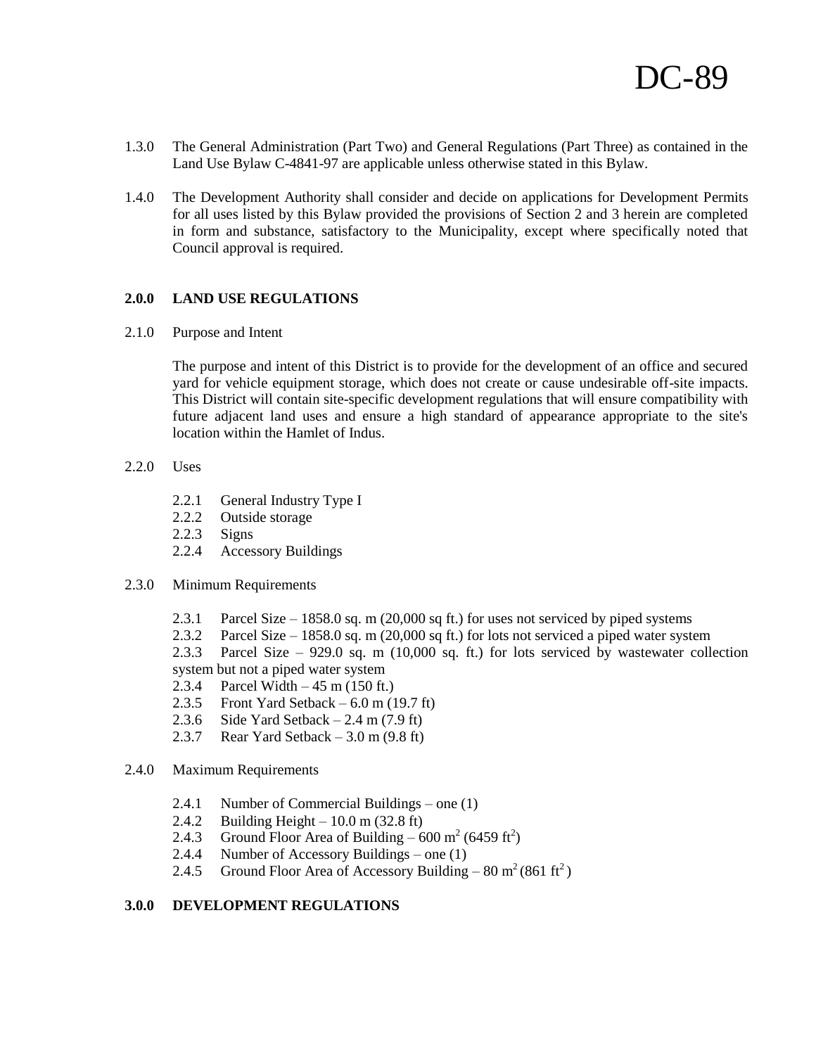1.3.0 The General Administration (Part Two) and General Regulations (Part Three) as contained in the Land Use Bylaw C-4841-97 are applicable unless otherwise stated in this Bylaw.

1.4.0 The Development Authority shall consider and decide on applications for Development Permits for all uses listed by this Bylaw provided the provisions of Section 2 and 3 herein are completed in form and substance, satisfactory to the Municipality, except where specifically noted that Council approval is required.

## 2.0.0 LAND USE REGULATIONS

2.1.0 Purpose and Intent

The purpose and intent of this District is to provide for the development of an office and secured yard for vehicle equipment storage, which does not create or cause undesirable off-site impacts. This District will contain site-specific development regulations that will ensure compatibility with future adjacent land uses and ensure a high standard of appearance appropriate to the site's location within the Hamlet of Indus.

2.2.0 Uses

- 2.2.1 General Industry Type I
- 2.2.2 Outside storage
- 2.2.3 Signs
- 2.2.4 Accessory Buildings

2.3.0 Minimum Requirements

- 2.3.1 Parcel Size – 1858.0 sq. m (20,000 sq ft.) for uses not serviced by piped systems
- 2.3.2 Parcel Size – 1858.0 sq. m (20,000 sq ft.) for lots not serviced a piped water system
- 2.3.3 Parcel Size – 929.0 sq. m (10,000 sq. ft.) for lots serviced by wastewater collection system but not a piped water system
- 2.3.4 Parcel Width – 45 m (150 ft.)
- 2.3.5 Front Yard Setback – 6.0 m (19.7 ft)
- 2.3.6 Side Yard Setback – 2.4 m (7.9 ft)
- 2.3.7 Rear Yard Setback – 3.0 m (9.8 ft)

2.4.0 Maximum Requirements

- 2.4.1 Number of Commercial Buildings – one (1)
- 2.4.2 Building Height – 10.0 m (32.8 ft)
- 2.4.3 Ground Floor Area of Building – 600 $m^2$ (6459 $ft^2$)
- 2.4.4 Number of Accessory Buildings – one (1)
- 2.4.5 Ground Floor Area of Accessory Building – 80 $m^2$ (861 $ft^2$)

## 3.0.0 DEVELOPMENT REGULATIONS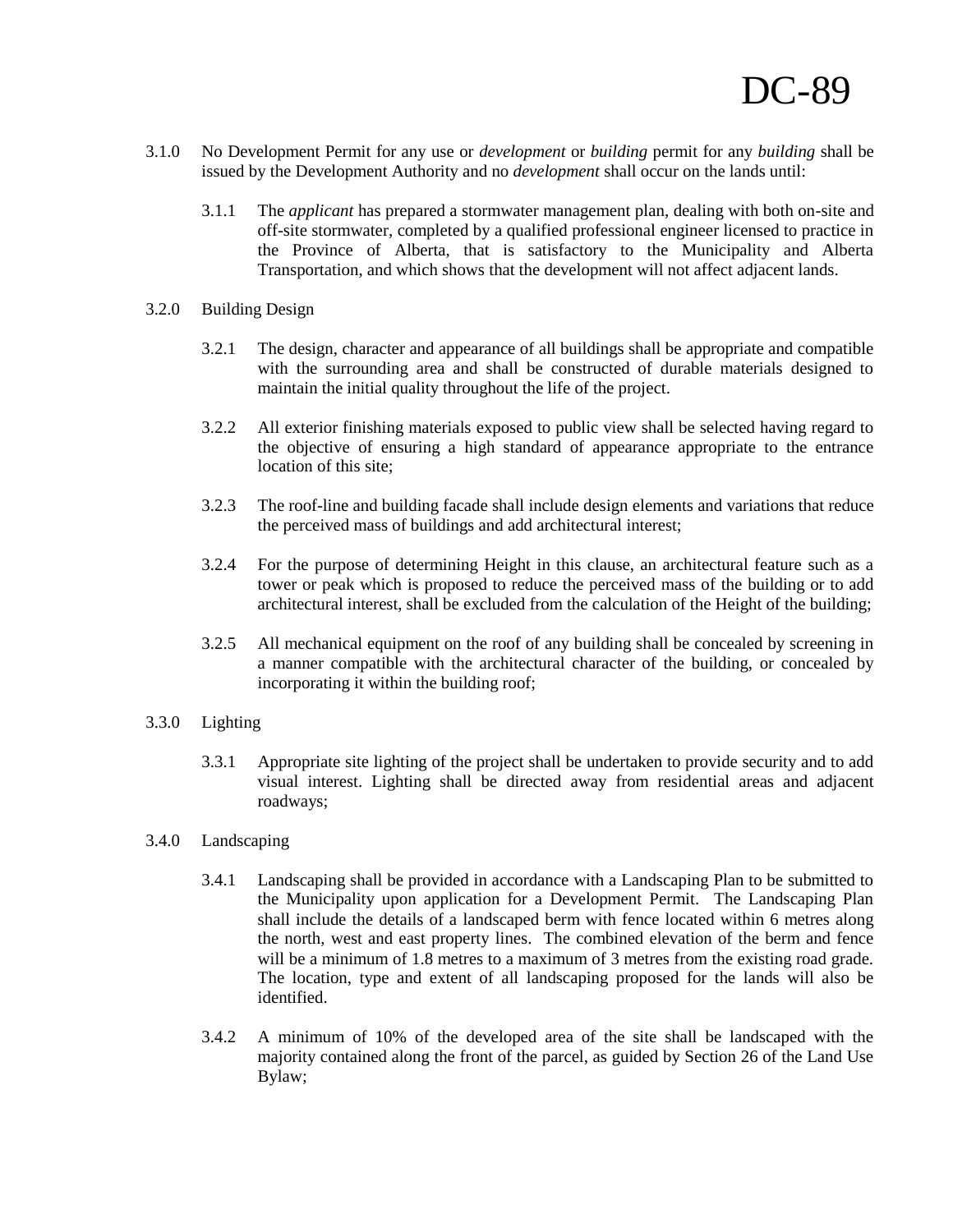# DC-89

3.1.0 No Development Permit for any use or *development* or *building* permit for any *building* shall be issued by the Development Authority and no *development* shall occur on the lands until:

3.1.1 The *applicant* has prepared a stormwater management plan, dealing with both on-site and off-site stormwater, completed by a qualified professional engineer licensed to practice in the Province of Alberta, that is satisfactory to the Municipality and Alberta Transportation, and which shows that the development will not affect adjacent lands.

3.2.0 Building Design

3.2.1 The design, character and appearance of all buildings shall be appropriate and compatible with the surrounding area and shall be constructed of durable materials designed to maintain the initial quality throughout the life of the project.

3.2.2 All exterior finishing materials exposed to public view shall be selected having regard to the objective of ensuring a high standard of appearance appropriate to the entrance location of this site;

3.2.3 The roof-line and building facade shall include design elements and variations that reduce the perceived mass of buildings and add architectural interest;

3.2.4 For the purpose of determining Height in this clause, an architectural feature such as a tower or peak which is proposed to reduce the perceived mass of the building or to add architectural interest, shall be excluded from the calculation of the Height of the building;

3.2.5 All mechanical equipment on the roof of any building shall be concealed by screening in a manner compatible with the architectural character of the building, or concealed by incorporating it within the building roof;

3.3.0 Lighting

3.3.1 Appropriate site lighting of the project shall be undertaken to provide security and to add visual interest. Lighting shall be directed away from residential areas and adjacent roadways;

3.4.0 Landscaping

3.4.1 Landscaping shall be provided in accordance with a Landscaping Plan to be submitted to the Municipality upon application for a Development Permit. The Landscaping Plan shall include the details of a landscaped berm with fence located within 6 metres along the north, west and east property lines. The combined elevation of the berm and fence will be a minimum of 1.8 metres to a maximum of 3 metres from the existing road grade. The location, type and extent of all landscaping proposed for the lands will also be identified.

3.4.2 A minimum of 10% of the developed area of the site shall be landscaped with the majority contained along the front of the parcel, as guided by Section 26 of the Land Use Bylaw;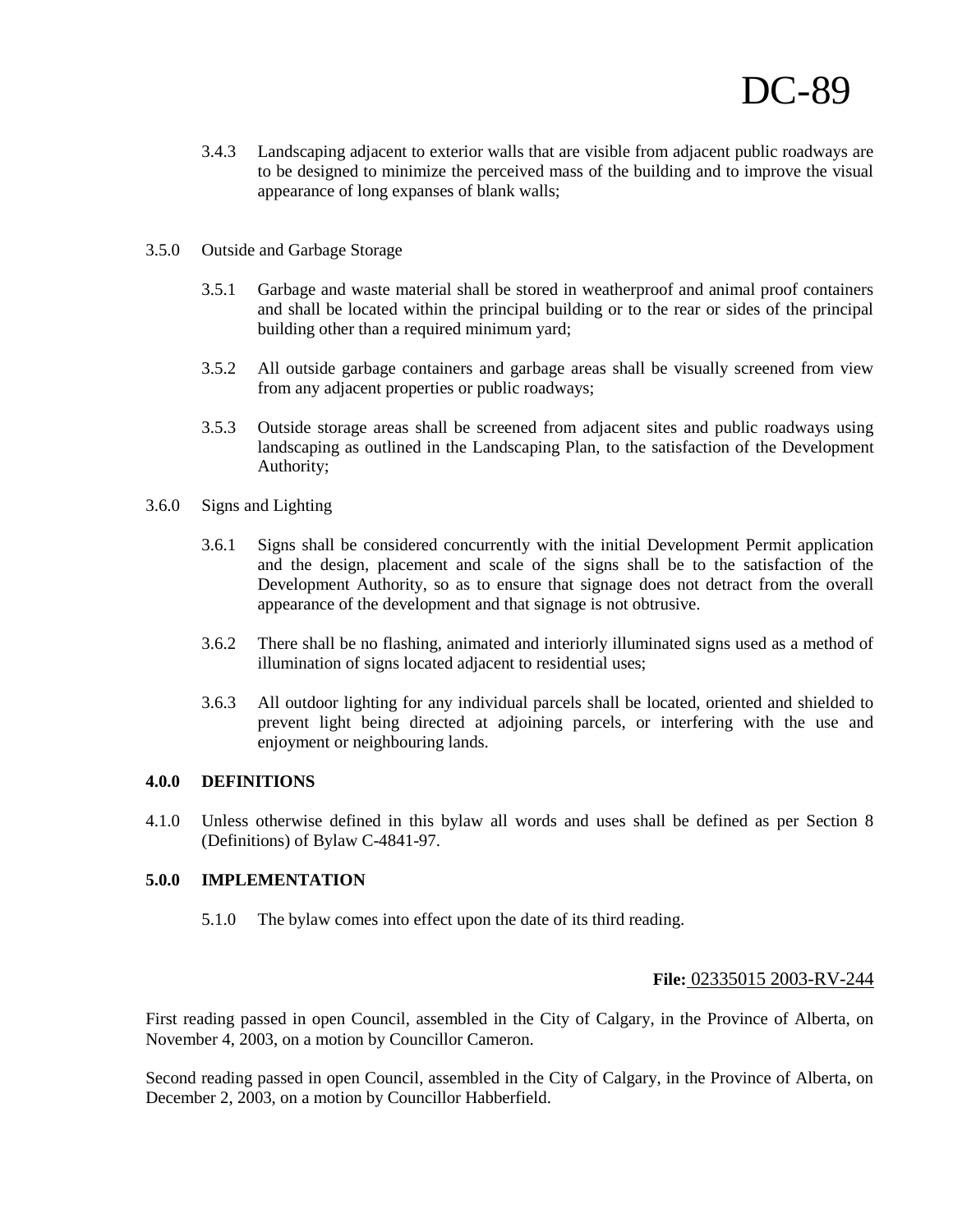3.4.3 Landscaping adjacent to exterior walls that are visible from adjacent public roadways are to be designed to minimize the perceived mass of the building and to improve the visual appearance of long expanses of blank walls;

3.5.0 Outside and Garbage Storage

3.5.1 Garbage and waste material shall be stored in weatherproof and animal proof containers and shall be located within the principal building or to the rear or sides of the principal building other than a required minimum yard;

3.5.2 All outside garbage containers and garbage areas shall be visually screened from view from any adjacent properties or public roadways;

3.5.3 Outside storage areas shall be screened from adjacent sites and public roadways using landscaping as outlined in the Landscaping Plan, to the satisfaction of the Development Authority;

3.6.0 Signs and Lighting

3.6.1 Signs shall be considered concurrently with the initial Development Permit application and the design, placement and scale of the signs shall be to the satisfaction of the Development Authority, so as to ensure that signage does not detract from the overall appearance of the development and that signage is not obtrusive.

3.6.2 There shall be no flashing, animated and interiorly illuminated signs used as a method of illumination of signs located adjacent to residential uses;

3.6.3 All outdoor lighting for any individual parcels shall be located, oriented and shielded to prevent light being directed at adjoining parcels, or interfering with the use and enjoyment or neighbouring lands.

**4.0.0 DEFINITIONS**

4.1.0 Unless otherwise defined in this bylaw all words and uses shall be defined as per Section 8 (Definitions) of Bylaw C-4841-97.

**5.0.0 IMPLEMENTATION**

5.1.0 The bylaw comes into effect upon the date of its third reading.

**File:** 02335015 2003-RV-244

First reading passed in open Council, assembled in the City of Calgary, in the Province of Alberta, on November 4, 2003, on a motion by Councillor Cameron.

Second reading passed in open Council, assembled in the City of Calgary, in the Province of Alberta, on December 2, 2003, on a motion by Councillor Habberfield.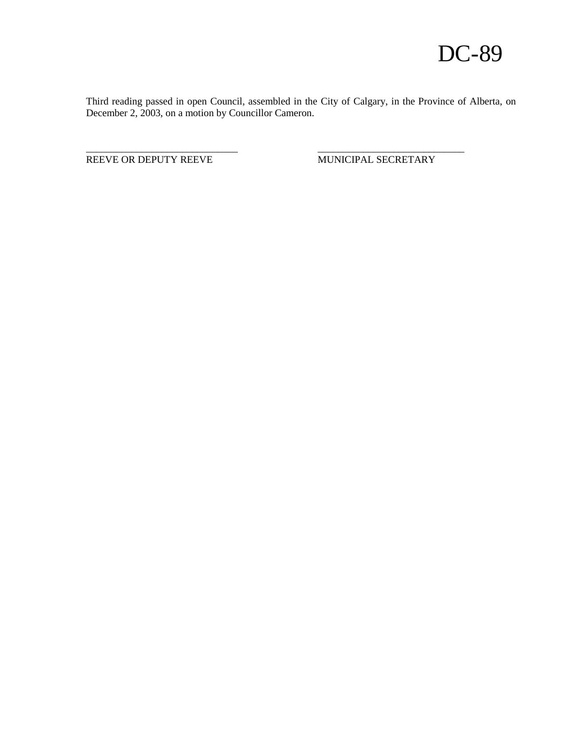# DC-89

Third reading passed in open Council, assembled in the City of Calgary, in the Province of Alberta, on December 2, 2003, on a motion by Councillor Cameron.

| ______________________________ | ______________________________ |
| --- | --- |
| REEVE OR DEPUTY REEVE | MUNICIPAL SECRETARY |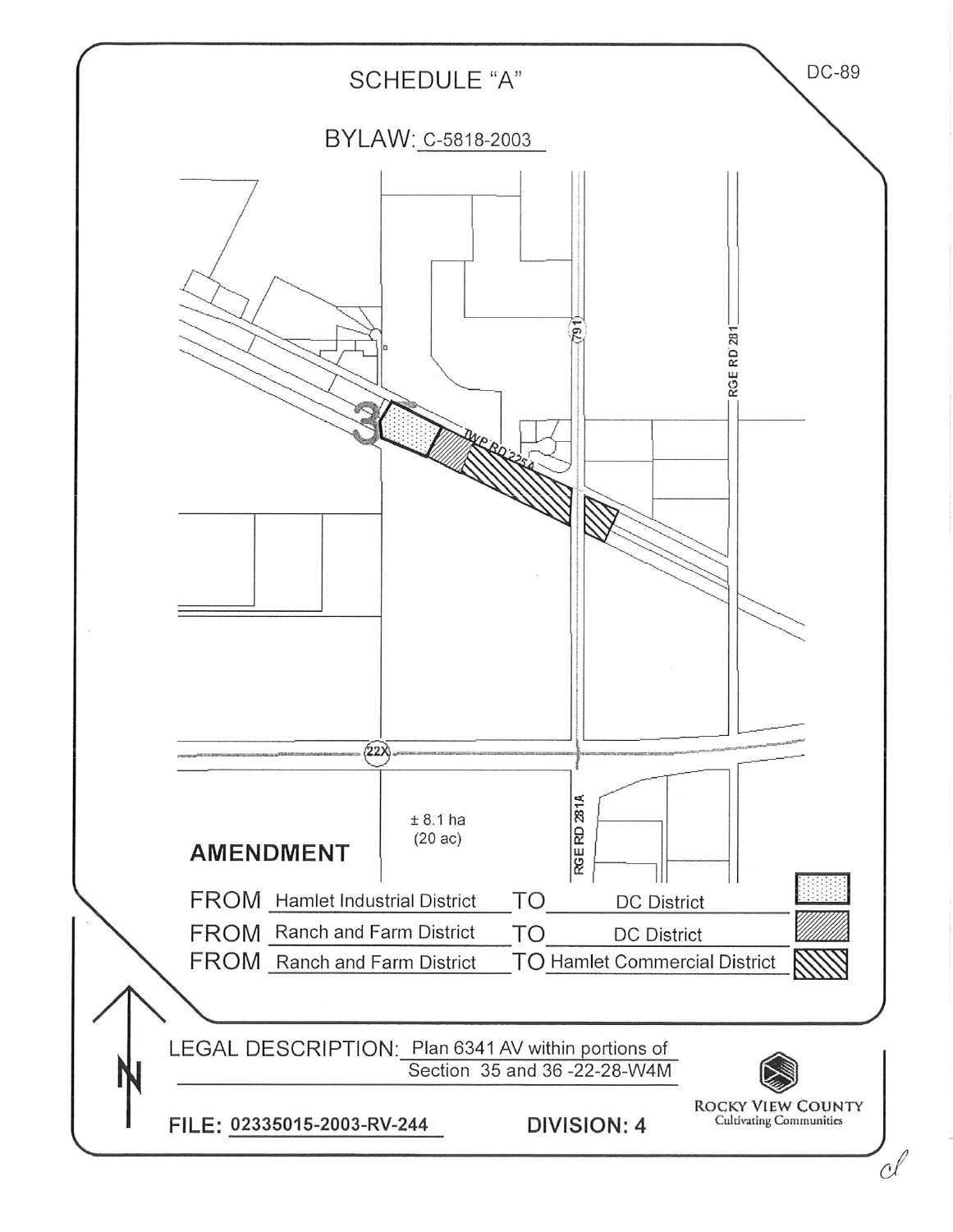DC-89

# SCHEDULE "A"

## BYLAW: C-5818-2003

TWP RD 225A

RGE RD 281

RGE RD 281A

(791)

(22X)

3

± 8.1 ha
(20 ac)

**AMENDMENT**

| | | | |
|---|---|---|---|
| FROM | Hamlet Industrial District | TO | DC District |
| FROM | Ranch and Farm District | TO | DC District |
| FROM | Ranch and Farm District | TO | Hamlet Commercial District |

LEGAL DESCRIPTION: Plan 6341 AV within portions of Section 35 and 36 -22-28-W4M

**FILE: 02335015-2003-RV-244** **DIVISION: 4**

ROCKY VIEW COUNTY
Cultivating Communities